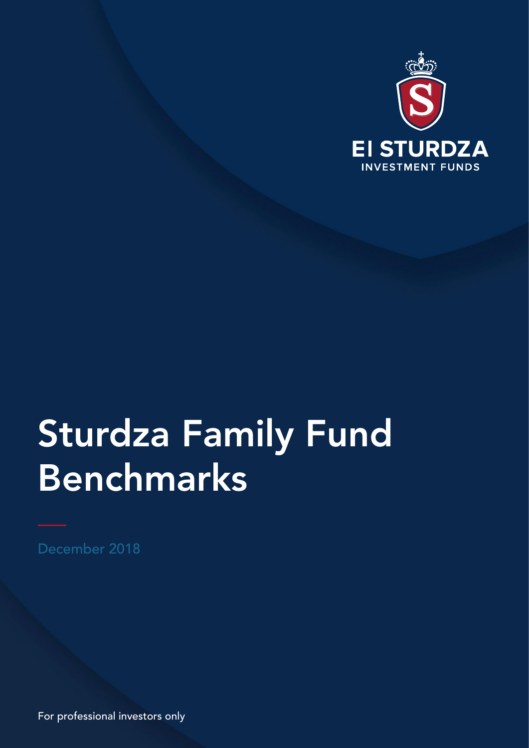EI STURDZA

INVESTMENT FUNDS

# Sturdza Family Fund Benchmarks

December 2018

For professional investors only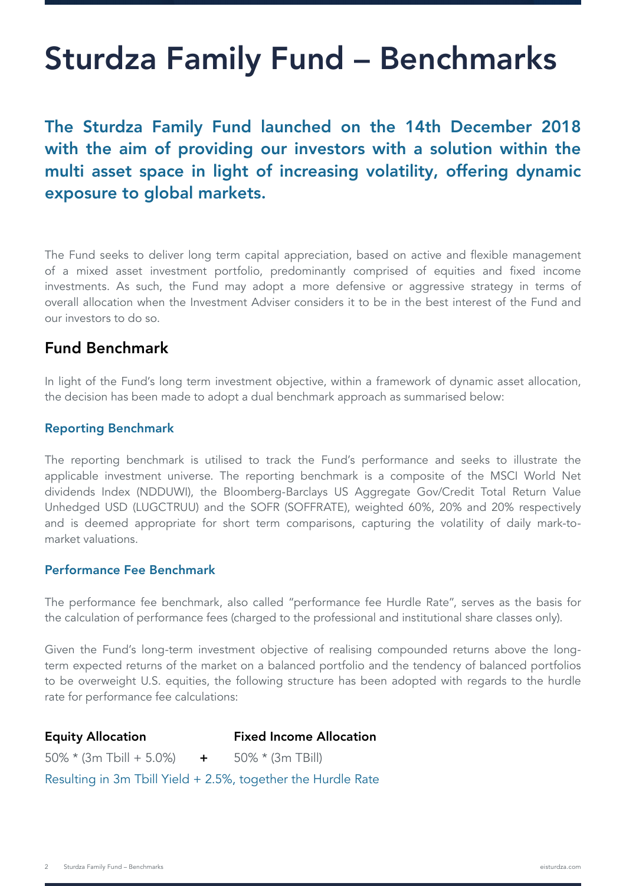# Sturdza Family Fund – Benchmarks

## The Sturdza Family Fund launched on the 14th December 2018 with the aim of providing our investors with a solution within the multi asset space in light of increasing volatility, offering dynamic exposure to global markets.

The Fund seeks to deliver long term capital appreciation, based on active and flexible management of a mixed asset investment portfolio, predominantly comprised of equities and fixed income investments. As such, the Fund may adopt a more defensive or aggressive strategy in terms of overall allocation when the Investment Adviser considers it to be in the best interest of the Fund and our investors to do so.

## Fund Benchmark

In light of the Fund's long term investment objective, within a framework of dynamic asset allocation, the decision has been made to adopt a dual benchmark approach as summarised below:

### Reporting Benchmark

The reporting benchmark is utilised to track the Fund's performance and seeks to illustrate the applicable investment universe. The reporting benchmark is a composite of the MSCI World Net dividends Index (NDDUWI), the Bloomberg-Barclays US Aggregate Gov/Credit Total Return Value Unhedged USD (LUGCTRUU) and the SOFR (SOFFRATE), weighted 60%, 20% and 20% respectively and is deemed appropriate for short term comparisons, capturing the volatility of daily mark-to-market valuations.

### Performance Fee Benchmark

The performance fee benchmark, also called "performance fee Hurdle Rate", serves as the basis for the calculation of performance fees (charged to the professional and institutional share classes only).

Given the Fund's long-term investment objective of realising compounded returns above the long-term expected returns of the market on a balanced portfolio and the tendency of balanced portfolios to be overweight U.S. equities, the following structure has been adopted with regards to the hurdle rate for performance fee calculations:

| **Equity Allocation** | | **Fixed Income Allocation** |
|---|---|---|
| 50% * (3m Tbill + 5.0%) | **+** | 50% * (3m TBill) |

Resulting in 3m Tbill Yield + 2.5%, together the Hurdle Rate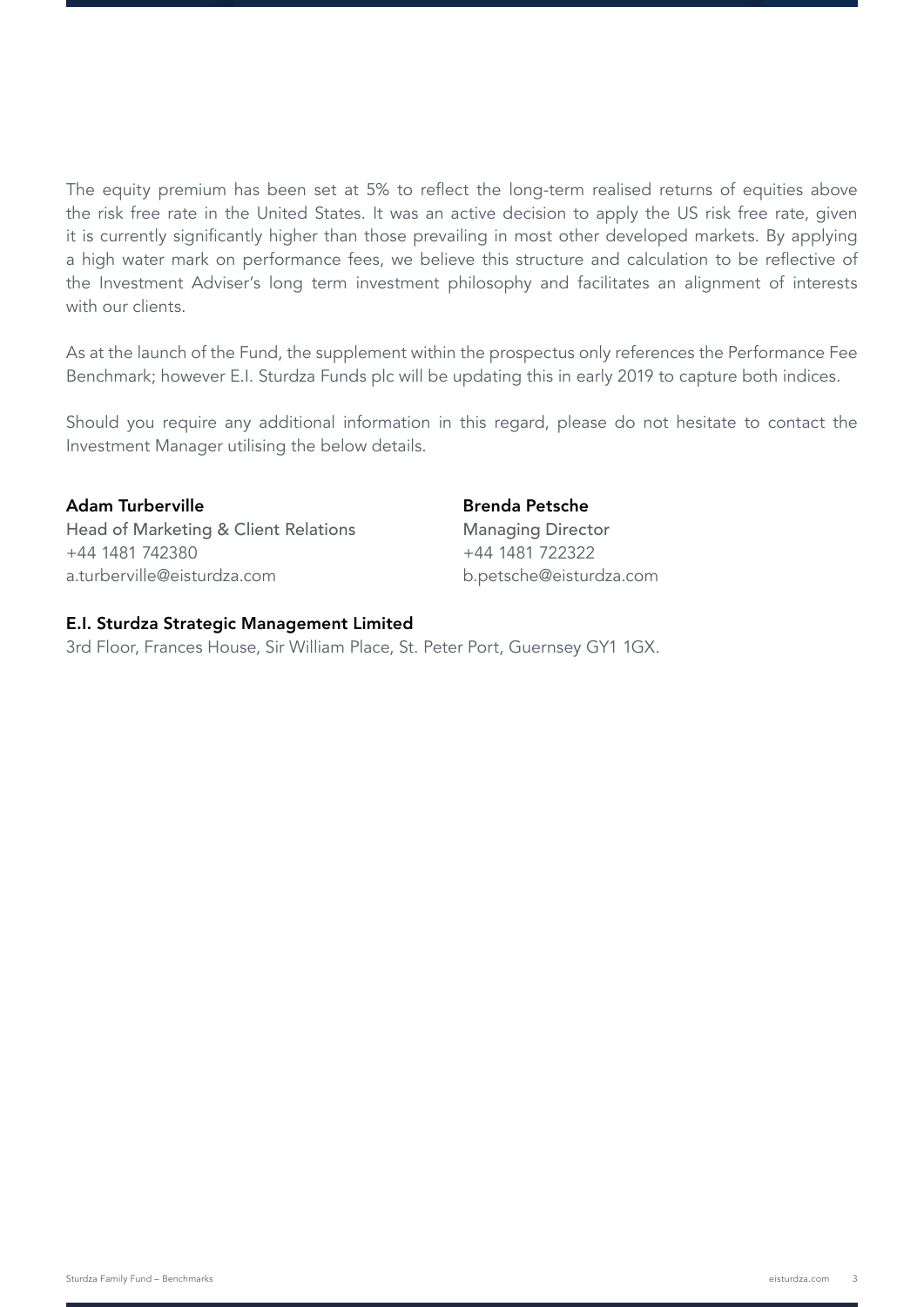The equity premium has been set at 5% to reflect the long-term realised returns of equities above the risk free rate in the United States. It was an active decision to apply the US risk free rate, given it is currently significantly higher than those prevailing in most other developed markets. By applying a high water mark on performance fees, we believe this structure and calculation to be reflective of the Investment Adviser's long term investment philosophy and facilitates an alignment of interests with our clients.

As at the launch of the Fund, the supplement within the prospectus only references the Performance Fee Benchmark; however E.I. Sturdza Funds plc will be updating this in early 2019 to capture both indices.

Should you require any additional information in this regard, please do not hesitate to contact the Investment Manager utilising the below details.

**Adam Turberville**
Head of Marketing & Client Relations
+44 1481 742380
a.turberville@eisturdza.com

**Brenda Petsche**
Managing Director
+44 1481 722322
b.petsche@eisturdza.com

**E.I. Sturdza Strategic Management Limited**
3rd Floor, Frances House, Sir William Place, St. Peter Port, Guernsey GY1 1GX.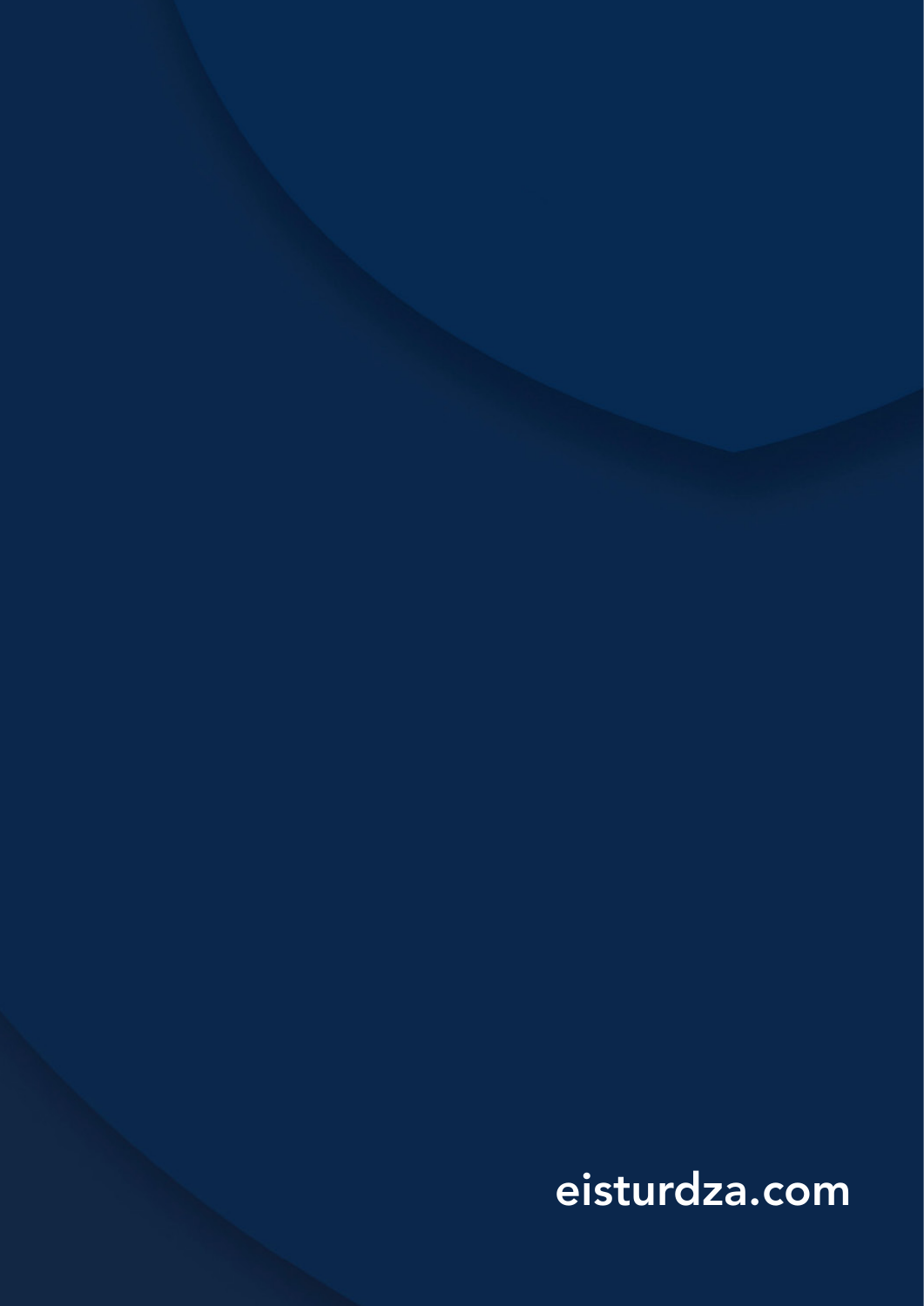eisturdza.com